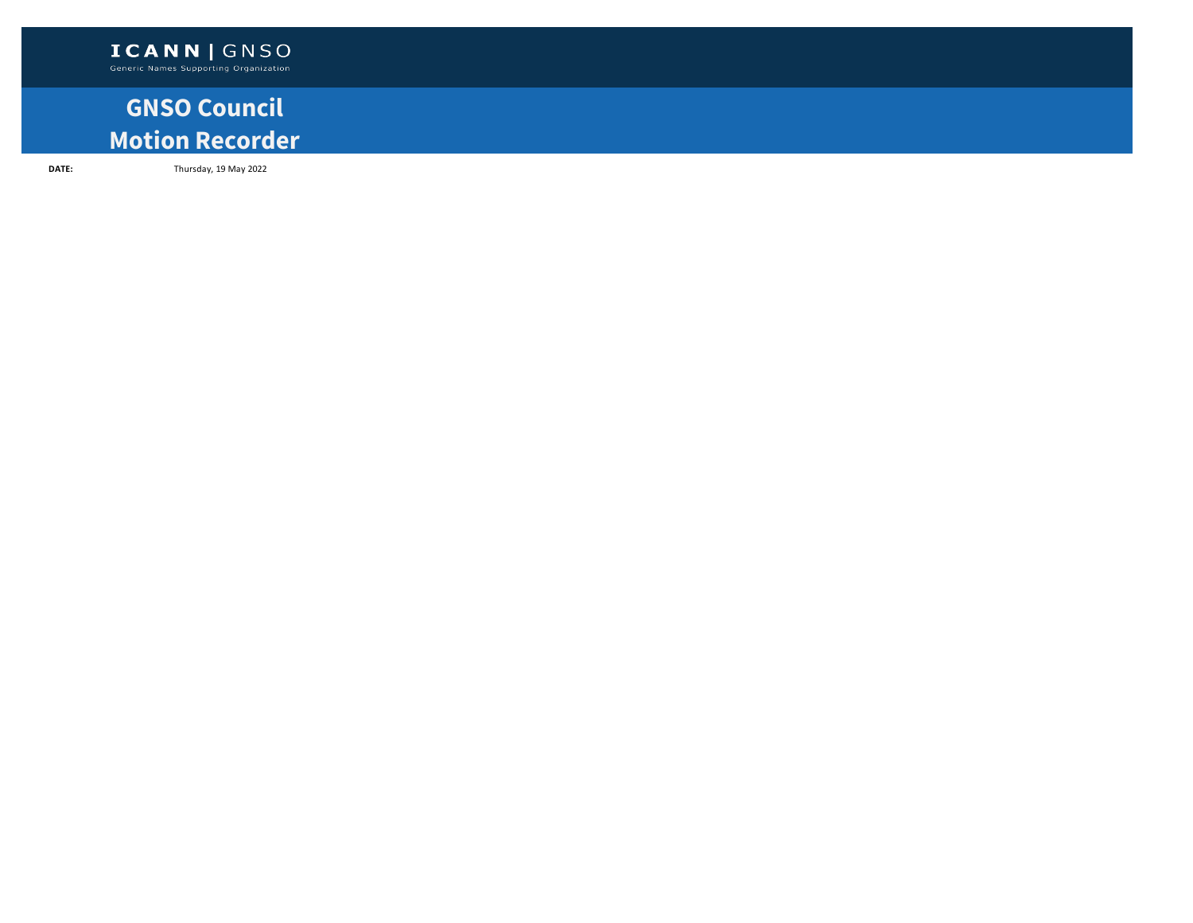**ICANN | GNSO**
Generic Names Supporting Organization

# GNSO Council Motion Recorder

**DATE:** Thursday, 19 May 2022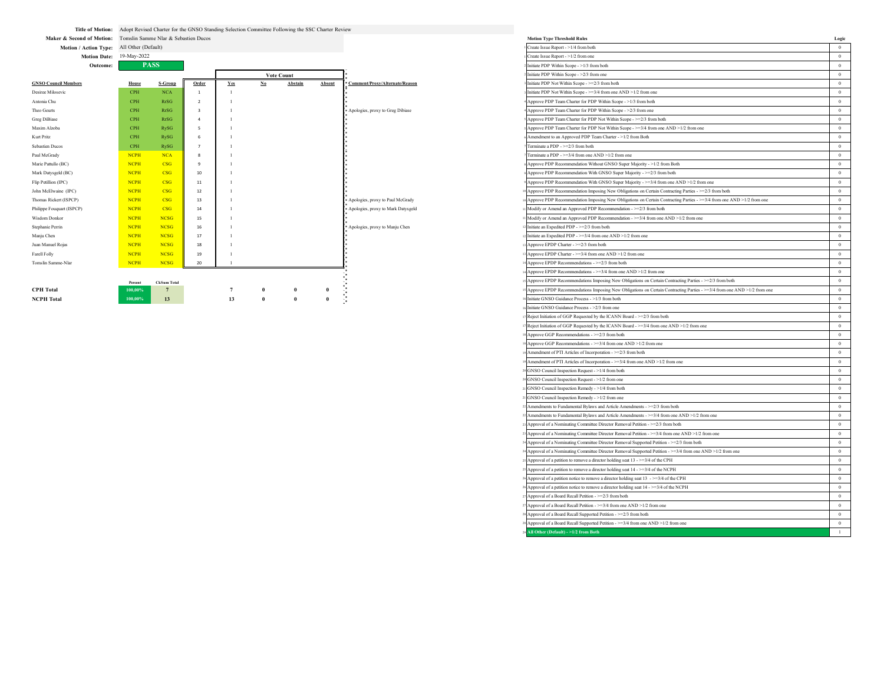**Title of Motion:** Adopt Revised Charter for the GNSO Standing Selection Committee Following the SSC Charter Review

**Maker & Second of Motion:** Tomslin Samme Nlar & Sebastien Ducos

**Motion / Action Type:** All Other (Default)

**Motion Date:** 19-May-2022

**Outcome:** **PASS**

| GNSO Council Members | House | S-Group | Order | Yes | No | Abstain | Absent | Comment/Proxy/Alternate/Reason |
|---|---|---|---|---|---|---|---|---|
| Desiree Milosevic | CPH | NCA | 1 | 1 | | | | |
| Antonia Chu | CPH | RrSG | 2 | 1 | | | | |
| Theo Geurts | CPH | RrSG | 3 | 1 | | | | Apologies, proxy to Greg Dibiase |
| Greg DiBiase | CPH | RrSG | 4 | 1 | | | | |
| Maxim Alzoba | CPH | RySG | 5 | 1 | | | | |
| Kurt Pritz | CPH | RySG | 6 | 1 | | | | |
| Sebastien Ducos | CPH | RySG | 7 | 1 | | | | |
| Paul McGrady | NCPH | NCA | 8 | 1 | | | | |
| Marie Pattullo (BC) | NCPH | CSG | 9 | 1 | | | | |
| Mark Datysgeld (BC) | NCPH | CSG | 10 | 1 | | | | |
| Flip Petillion (IPC) | NCPH | CSG | 11 | 1 | | | | |
| John McElwaine (IPC) | NCPH | CSG | 12 | 1 | | | | |
| Thomas Rickert (ISPCP) | NCPH | CSG | 13 | 1 | | | | Apologies, proxy to Paul McGrady |
| Philippe Fouquart (ISPCP) | NCPH | CSG | 14 | 1 | | | | Apologies, proxy to Mark Datysgeld |
| Wisdom Donkor | NCPH | NCSG | 15 | 1 | | | | |
| Stephanie Perrin | NCPH | NCSG | 16 | 1 | | | | Apologies, proxy to Manju Chen |
| Manju Chen | NCPH | NCSG | 17 | 1 | | | | |
| Juan Manuel Rojas | NCPH | NCSG | 18 | 1 | | | | |
| Farell Folly | NCPH | NCSG | 19 | 1 | | | | |
| Tomslin Samme-Nlar | NCPH | NCSG | 20 | 1 | | | | |

| | Percent | CkSum Total | Yes | No | Abstain | Absent |
|---|---|---|---|---|---|---|
| **CPH Total** | 100,00% | 7 | 7 | 0 | 0 | 0 |
| **NCPH Total** | 100,00% | 13 | 13 | 0 | 0 | 0 |

| # | Motion Type Threshold Rules | Logic |
|---|---|---|
| 1 | Create Issue Report - >1/4 from both | 0 |
| 1 | Create Issue Report - >1/2 from one | 0 |
| 2 | Initiate PDP Within Scope - >1/3 from both | 0 |
| 2 | Initiate PDP Within Scope - >2/3 from one | 0 |
| 3 | Initiate PDP Not Within Scope - >=2/3 from both | 0 |
| 3 | Initiate PDP Not Within Scope - >=3/4 from one AND >1/2 from one | 0 |
| 4 | Approve PDP Team Charter for PDP Within Scope - >1/3 from both | 0 |
| 4 | Approve PDP Team Charter for PDP Within Scope - >2/3 from one | 0 |
| 5 | Approve PDP Team Charter for PDP Not Within Scope - >=2/3 from both | 0 |
| 5 | Approve PDP Team Charter for PDP Not Within Scope - >=3/4 from one AND >1/2 from one | 0 |
| 6 | Amendment to an Approved PDP Team Charter - >1/2 from Both | 0 |
| 7 | Terminate a PDP - >=2/3 from both | 0 |
| 7 | Terminate a PDP - >=3/4 from one AND >1/2 from one | 0 |
| 8 | Approve PDP Recommendation Without GNSO Super Majority - >1/2 from Both | 0 |
| 9 | Approve PDP Recommendation With GNSO Super Majority - >=2/3 from both | 0 |
| 9 | Approve PDP Recommendation With GNSO Super Majority - >=3/4 from one AND >1/2 from one | 0 |
| 10 | Approve PDP Recommendation Imposing New Obligations on Certain Contracting Parties - >=2/3 from both | 0 |
| 10 | Approve PDP Recommendation Imposing New Obligations on Certain Contracting Parties - >=3/4 from one AND >1/2 from one | 0 |
| 11 | Modify or Amend an Approved PDP Recommendation - >=2/3 from both | 0 |
| 11 | Modify or Amend an Approved PDP Recommendation - >=3/4 from one AND >1/2 from one | 0 |
| 12 | Initiate an Expedited PDP - >=2/3 from both | 0 |
| 12 | Initiate an Expedited PDP - >=3/4 from one AND >1/2 from one | 0 |
| 13 | Approve EPDP Charter - >=2/3 from both | 0 |
| 13 | Approve EPDP Charter - >=3/4 from one AND >1/2 from one | 0 |
| 14 | Approve EPDP Recommendations - >=2/3 from both | 0 |
| 14 | Approve EPDP Recommendations - >=3/4 from one AND >1/2 from one | 0 |
| 15 | Approve EPDP Recommendations Imposing New Obligations on Certain Contracting Parties - >=2/3 from both | 0 |
| 15 | Approve EPDP Recommendations Imposing New Obligations on Certain Contracting Parties - >=3/4 from one AND >1/2 from one | 0 |
| 16 | Initiate GNSO Guidance Process - >1/3 from both | 0 |
| 16 | Initiate GNSO Guidance Process - >2/3 from one | 0 |
| 17 | Reject Initiation of GGP Requested by the ICANN Board - >=2/3 from both | 0 |
| 17 | Reject Initiation of GGP Requested by the ICANN Board - >=3/4 from one AND >1/2 from one | 0 |
| 18 | Approve GGP Recommendations - >=2/3 from both | 0 |
| 18 | Approve GGP Recommendations - >=3/4 from one AND >1/2 from one | 0 |
| 19 | Amendment of PTI Articles of Incorporation - >=2/3 from both | 0 |
| 19 | Amendment of PTI Articles of Incorporation - >=3/4 from one AND >1/2 from one | 0 |
| 20 | GNSO Council Inspection Request - >1/4 from both | 0 |
| 20 | GNSO Council Inspection Request - >1/2 from one | 0 |
| 21 | GNSO Council Inspection Remedy - >1/4 from both | 0 |
| 21 | GNSO Council Inspection Remedy - >1/2 from one | 0 |
| 22 | Amendments to Fundamental Bylaws and Article Amendments - >=2/3 from both | 0 |
| 22 | Amendments to Fundamental Bylaws and Article Amendments - >=3/4 from one AND >1/2 from one | 0 |
| 23 | Approval of a Nominating Committee Director Removal Petition - >=2/3 from both | 0 |
| 23 | Approval of a Nominating Committee Director Removal Petition - >=3/4 from one AND >1/2 from one | 0 |
| 24 | Approval of a Nominating Committee Director Removal Supported Petition - >=2/3 from both | 0 |
| 24 | Approval of a Nominating Committee Director Removal Supported Petition - >=3/4 from one AND >1/2 from one | 0 |
| 25 | Approval of a petition to remove a director holding seat 13 - >=3/4 of the CPH | 0 |
| 25 | Approval of a petition to remove a director holding seat 14 - >=3/4 of the NCPH | 0 |
| 26 | Approval of a petition notice to remove a director holding seat 13 - >=3/4 of the CPH | 0 |
| 26 | Approval of a petition notice to remove a director holding seat 14 - >=3/4 of the NCPH | 0 |
| 27 | Approval of a Board Recall Petition - >=2/3 from both | 0 |
| 27 | Approval of a Board Recall Petition - >=3/4 from one AND >1/2 from one | 0 |
| 28 | Approval of a Board Recall Supported Petition - >=2/3 from both | 0 |
| 28 | Approval of a Board Recall Supported Petition - >=3/4 from one AND >1/2 from one | 0 |
| 29 | **All Other (Default) - >1/2 from Both** | 1 |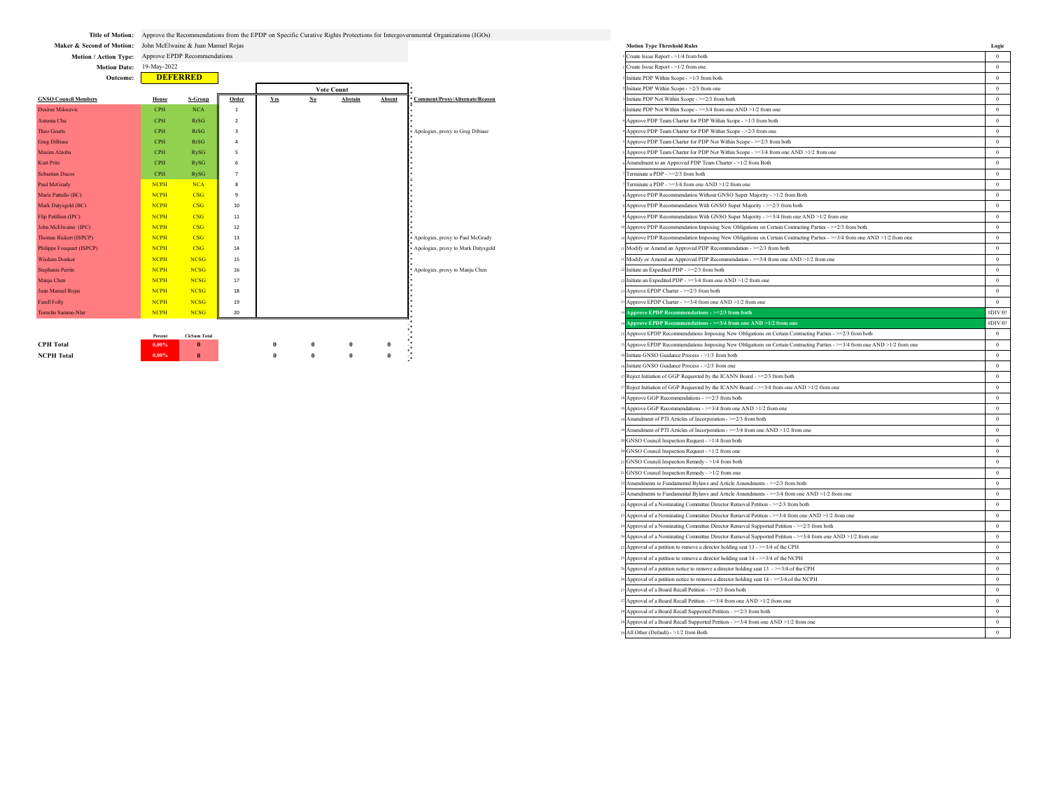**Title of Motion:** Approve the Recommendations from the EPDP on Specific Curative Rights Protections for Intergovernmental Organizations (IGOs)

**Maker & Second of Motion:** John McElwaine & Juan Manuel Rojas

**Motion / Action Type:** Approve EPDP Recommendations

**Motion Date:** 19-May-2022

**Outcome:** **DEFERRED**

| GNSO Council Members | House | S-Group | Order | Yes | No | Abstain | Absent | Comment/Proxy/Alternate/Reason |
|---|---|---|---|---|---|---|---|---|
| Desiree Milosevic | CPH | NCA | 1 | | | | | |
| Antonia Chu | CPH | RrSG | 2 | | | | | |
| Theo Geurts | CPH | RrSG | 3 | | | | | Apologies, proxy to Greg Dibiase |
| Greg DiBiase | CPH | RrSG | 4 | | | | | |
| Maxim Alzoba | CPH | RySG | 5 | | | | | |
| Kurt Pritz | CPH | RySG | 6 | | | | | |
| Sebastien Ducos | CPH | RySG | 7 | | | | | |
| Paul McGrady | NCPH | NCA | 8 | | | | | |
| Marie Pattullo (BC) | NCPH | CSG | 9 | | | | | |
| Mark Datysgeld (BC) | NCPH | CSG | 10 | | | | | |
| Flip Petillion (IPC) | NCPH | CSG | 11 | | | | | |
| John McElwaine (IPC) | NCPH | CSG | 12 | | | | | |
| Thomas Rickert (ISPCP) | NCPH | CSG | 13 | | | | | Apologies, proxy to Paul McGrady |
| Philippe Fouquart (ISPCP) | NCPH | CSG | 14 | | | | | Apologies, proxy to Mark Datysgeld |
| Wisdom Donkor | NCPH | NCSG | 15 | | | | | |
| Stephanie Perrin | NCPH | NCSG | 16 | | | | | Apologies, proxy to Manju Chen |
| Manju Chen | NCPH | NCSG | 17 | | | | | |
| Juan Manuel Rojas | NCPH | NCSG | 18 | | | | | |
| Farell Folly | NCPH | NCSG | 19 | | | | | |
| Tomslin Samme-Nlar | NCPH | NCSG | 20 | | | | | |

| | Percent | CkSum Total | Yes | No | Abstain | Absent |
|---|---|---|---|---|---|---|
| CPH Total | 0.00% | 0 | 0 | 0 | 0 | 0 |
| NCPH Total | 0.00% | 0 | 0 | 0 | 0 | 0 |

| | Motion Type Threshold Rules | Logic |
|---|---|---|
| 1 | Create Issue Report - >1/4 from both | 0 |
| 1 | Create Issue Report - >1/2 from one | 0 |
| 2 | Initiate PDP Within Scope - >1/3 from both | 0 |
| 2 | Initiate PDP Within Scope - >2/3 from one | 0 |
| 3 | Initiate PDP Not Within Scope - >=2/3 from both | 0 |
| 3 | Initiate PDP Not Within Scope - >=3/4 from one AND >1/2 from one | 0 |
| 4 | Approve PDP Team Charter for PDP Within Scope - >1/3 from both | 0 |
| 4 | Approve PDP Team Charter for PDP Within Scope - >2/3 from one | 0 |
| 5 | Approve PDP Team Charter for PDP Not Within Scope - >=2/3 from both | 0 |
| 5 | Approve PDP Team Charter for PDP Not Within Scope - >=3/4 from one AND >1/2 from one | 0 |
| 6 | Amendment to an Approved PDP Team Charter - >1/2 from Both | 0 |
| 7 | Terminate a PDP - >=2/3 from both | 0 |
| 7 | Terminate a PDP - >=3/4 from one AND >1/2 from one | 0 |
| 8 | Approve PDP Recommendation Without GNSO Super Majority - >1/2 from Both | 0 |
| 9 | Approve PDP Recommendation With GNSO Super Majority - >=2/3 from both | 0 |
| 9 | Approve PDP Recommendation With GNSO Super Majority - >=3/4 from one AND >1/2 from one | 0 |
| 10 | Approve PDP Recommendation Imposing New Obligations on Certain Contracting Parties - >=2/3 from both | 0 |
| 10 | Approve PDP Recommendation Imposing New Obligations on Certain Contracting Parties - >=3/4 from one AND >1/2 from one | 0 |
| 11 | Modify or Amend an Approved PDP Recommendation - >=2/3 from both | 0 |
| 11 | Modify or Amend an Approved PDP Recommendation - >=3/4 from one AND >1/2 from one | 0 |
| 12 | Initiate an Expedited PDP - >=2/3 from both | 0 |
| 12 | Initiate an Expedited PDP - >=3/4 from one AND >1/2 from one | 0 |
| 13 | Approve EPDP Charter - >=2/3 from both | 0 |
| 13 | Approve EPDP Charter - >=3/4 from one AND >1/2 from one | 0 |
| 14 | **Approve EPDP Recommendations - >=2/3 from both** | #DIV/0! |
| 14 | **Approve EPDP Recommendations - >=3/4 from one AND >1/2 from one** | #DIV/0! |
| 15 | Approve EPDP Recommendations Imposing New Obligations on Certain Contracting Parties - >=2/3 from both | 0 |
| 15 | Approve EPDP Recommendations Imposing New Obligations on Certain Contracting Parties - >=3/4 from one AND >1/2 from one | 0 |
| 16 | Initiate GNSO Guidance Process - >1/3 from both | 0 |
| 16 | Initiate GNSO Guidance Process - >2/3 from one | 0 |
| 17 | Reject Initiation of GGP Requested by the ICANN Board - >=2/3 from both | 0 |
| 17 | Reject Initiation of GGP Requested by the ICANN Board - >=3/4 from one AND >1/2 from one | 0 |
| 18 | Approve GGP Recommendations - >=2/3 from both | 0 |
| 18 | Approve GGP Recommendations - >=3/4 from one AND >1/2 from one | 0 |
| 19 | Amendment of PTI Articles of Incorporation - >=2/3 from both | 0 |
| 19 | Amendment of PTI Articles of Incorporation - >=3/4 from one AND >1/2 from one | 0 |
| 20 | GNSO Council Inspection Request - >1/4 from both | 0 |
| 20 | GNSO Council Inspection Request - >1/2 from one | 0 |
| 21 | GNSO Council Inspection Remedy - >1/4 from both | 0 |
| 21 | GNSO Council Inspection Remedy - >1/2 from one | 0 |
| 22 | Amendments to Fundamental Bylaws and Article Amendments - >=2/3 from both | 0 |
| 22 | Amendments to Fundamental Bylaws and Article Amendments - >=3/4 from one AND >1/2 from one | 0 |
| 23 | Approval of a Nominating Committee Director Removal Petition - >=2/3 from both | 0 |
| 23 | Approval of a Nominating Committee Director Removal Petition - >=3/4 from one AND >1/2 from one | 0 |
| 24 | Approval of a Nominating Committee Director Removal Supported Petition - >=2/3 from both | 0 |
| 24 | Approval of a Nominating Committee Director Removal Supported Petition - >=3/4 from one AND >1/2 from one | 0 |
| 25 | Approval of a petition to remove a director holding seat 13 - >=3/4 of the CPH | 0 |
| 25 | Approval of a petition to remove a director holding seat 14 - >=3/4 of the NCPH | 0 |
| 26 | Approval of a petition notice to remove a director holding seat 13 - >=3/4 of the CPH | 0 |
| 26 | Approval of a petition notice to remove a director holding seat 14 - >=3/4 of the NCPH | 0 |
| 27 | Approval of a Board Recall Petition - >=2/3 from both | 0 |
| 27 | Approval of a Board Recall Petition - >=3/4 from one AND >1/2 from one | 0 |
| 28 | Approval of a Board Recall Supported Petition - >=2/3 from both | 0 |
| 28 | Approval of a Board Recall Supported Petition - >=3/4 from one AND >1/2 from one | 0 |
| 29 | All Other (Default) - >1/2 from Both | 0 |